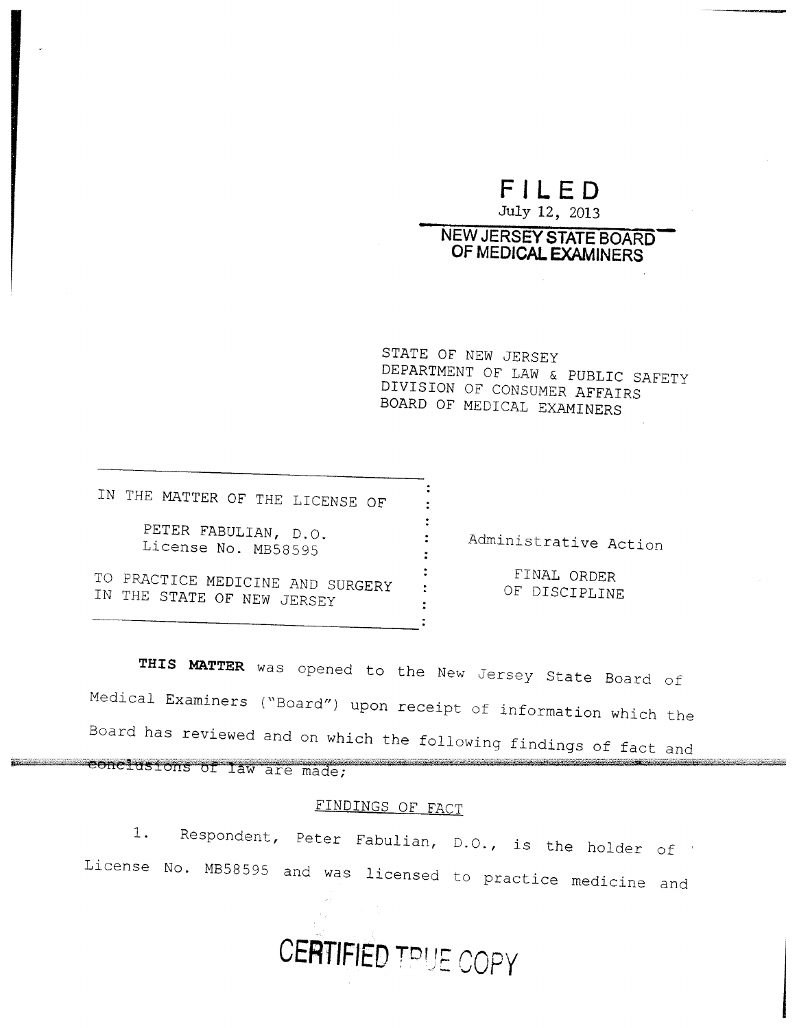**FILED**
July 12, 2013
**NEW JERSEY STATE BOARD OF MEDICAL EXAMINERS**

STATE OF NEW JERSEY
DEPARTMENT OF LAW & PUBLIC SAFETY
DIVISION OF CONSUMER AFFAIRS
BOARD OF MEDICAL EXAMINERS

| | |
|---|---|
| IN THE MATTER OF THE LICENSE OF<br><br>PETER FABULIAN, D.O.<br>License No. MB58595<br><br>TO PRACTICE MEDICINE AND SURGERY IN THE STATE OF NEW JERSEY | Administrative Action<br><br>FINAL ORDER OF DISCIPLINE |

**THIS MATTER** was opened to the New Jersey State Board of Medical Examiners ("Board") upon receipt of information which the Board has reviewed and on which the following findings of fact and conclusions of law are made;

## FINDINGS OF FACT

1. Respondent, Peter Fabulian, D.O., is the holder of License No. MB58595 and was licensed to practice medicine and

CERTIFIED TRUE COPY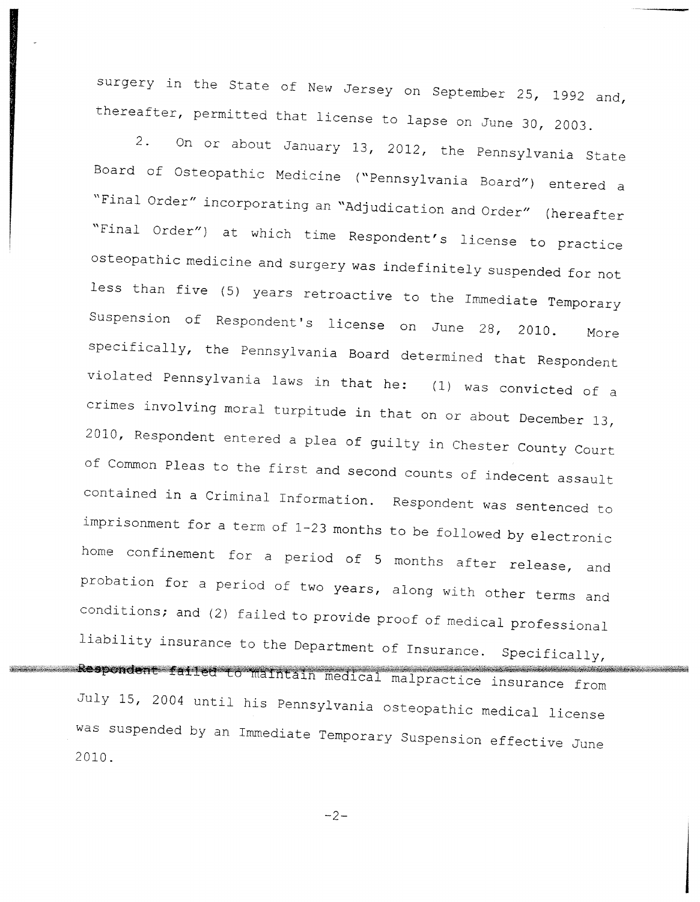surgery in the State of New Jersey on September 25, 1992 and, thereafter, permitted that license to lapse on June 30, 2003.

2. On or about January 13, 2012, the Pennsylvania State Board of Osteopathic Medicine ("Pennsylvania Board") entered a "Final Order" incorporating an "Adjudication and Order" (hereafter "Final Order") at which time Respondent's license to practice osteopathic medicine and surgery was indefinitely suspended for not less than five (5) years retroactive to the Immediate Temporary Suspension of Respondent's license on June 28, 2010. More specifically, the Pennsylvania Board determined that Respondent violated Pennsylvania laws in that he: (1) was convicted of a crimes involving moral turpitude in that on or about December 13, 2010, Respondent entered a plea of guilty in Chester County Court of Common Pleas to the first and second counts of indecent assault contained in a Criminal Information. Respondent was sentenced to imprisonment for a term of 1-23 months to be followed by electronic home confinement for a period of 5 months after release, and probation for a period of two years, along with other terms and conditions; and (2) failed to provide proof of medical professional liability insurance to the Department of Insurance. Specifically, Respondent failed to maintain medical malpractice insurance from July 15, 2004 until his Pennsylvania osteopathic medical license was suspended by an Immediate Temporary Suspension effective June 2010.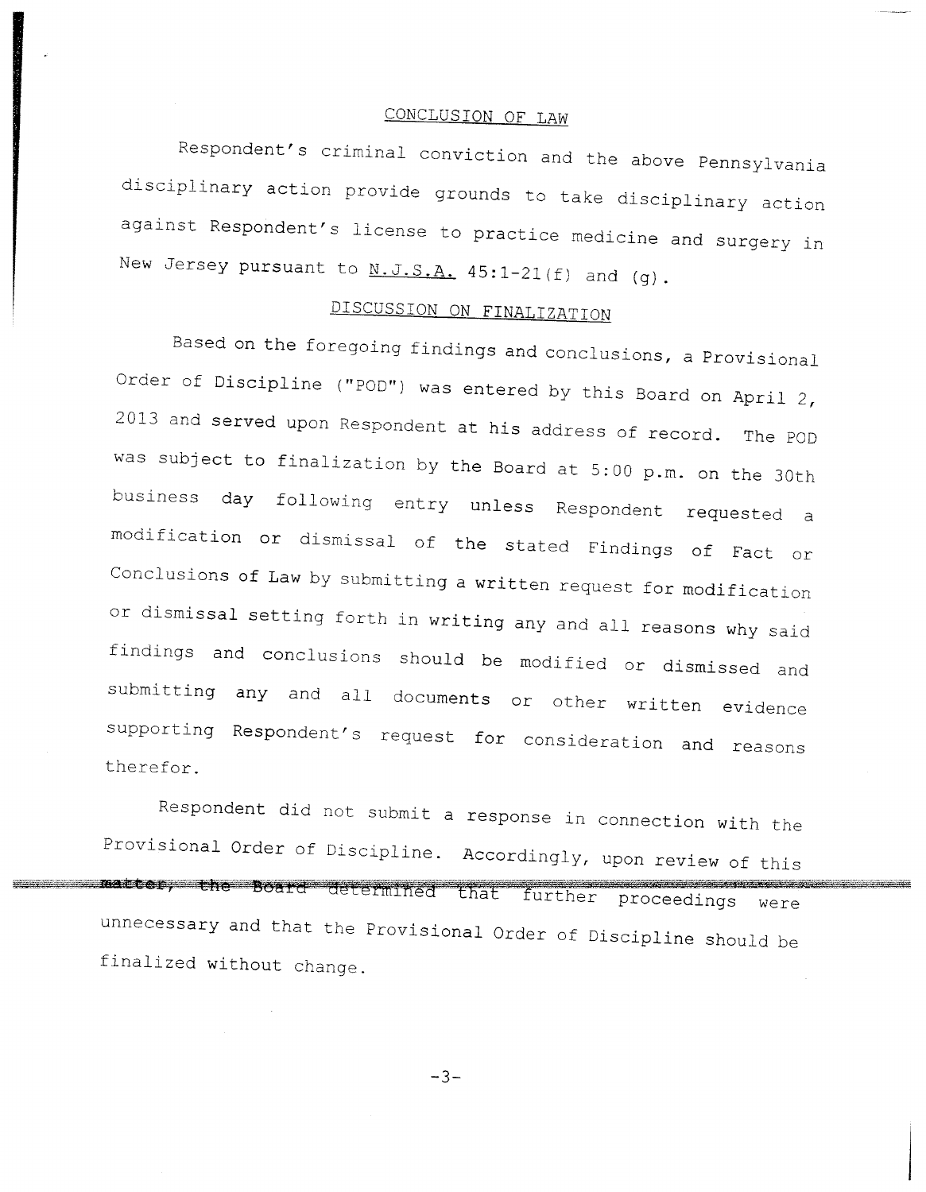## CONCLUSION OF LAW

Respondent's criminal conviction and the above Pennsylvania disciplinary action provide grounds to take disciplinary action against Respondent's license to practice medicine and surgery in New Jersey pursuant to N.J.S.A. 45:1-21(f) and (g).

## DISCUSSION ON FINALIZATION

Based on the foregoing findings and conclusions, a Provisional Order of Discipline ("POD") was entered by this Board on April 2, 2013 and served upon Respondent at his address of record. The POD was subject to finalization by the Board at 5:00 p.m. on the 30th business day following entry unless Respondent requested a modification or dismissal of the stated Findings of Fact or Conclusions of Law by submitting a written request for modification or dismissal setting forth in writing any and all reasons why said findings and conclusions should be modified or dismissed and submitting any and all documents or other written evidence supporting Respondent's request for consideration and reasons therefor.

Respondent did not submit a response in connection with the Provisional Order of Discipline. Accordingly, upon review of this matter, the Board determined that further proceedings were unnecessary and that the Provisional Order of Discipline should be finalized without change.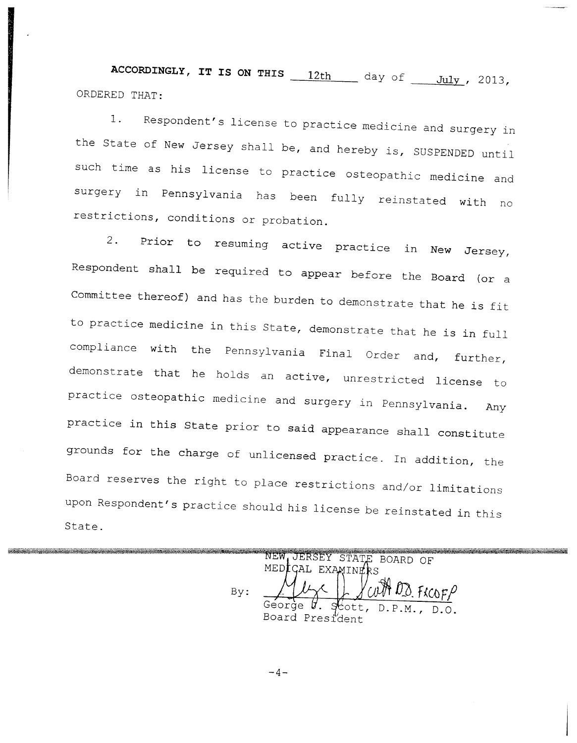**ACCORDINGLY, IT IS ON THIS** 12th day of July, 2013, ORDERED THAT:

1. Respondent's license to practice medicine and surgery in the State of New Jersey shall be, and hereby is, SUSPENDED until such time as his license to practice osteopathic medicine and surgery in Pennsylvania has been fully reinstated with no restrictions, conditions or probation.

2. Prior to resuming active practice in New Jersey, Respondent shall be required to appear before the Board (or a Committee thereof) and has the burden to demonstrate that he is fit to practice medicine in this State, demonstrate that he is in full compliance with the Pennsylvania Final Order and, further, demonstrate that he holds an active, unrestricted license to practice osteopathic medicine and surgery in Pennsylvania. Any practice in this State prior to said appearance shall constitute grounds for the charge of unlicensed practice. In addition, the Board reserves the right to place restrictions and/or limitations upon Respondent's practice should his license be reinstated in this State.

NEW JERSEY STATE BOARD OF MEDICAL EXAMINERS

By: George J. Scott, D.O. FACOFP

George J. Scott, D.P.M., D.O.
Board President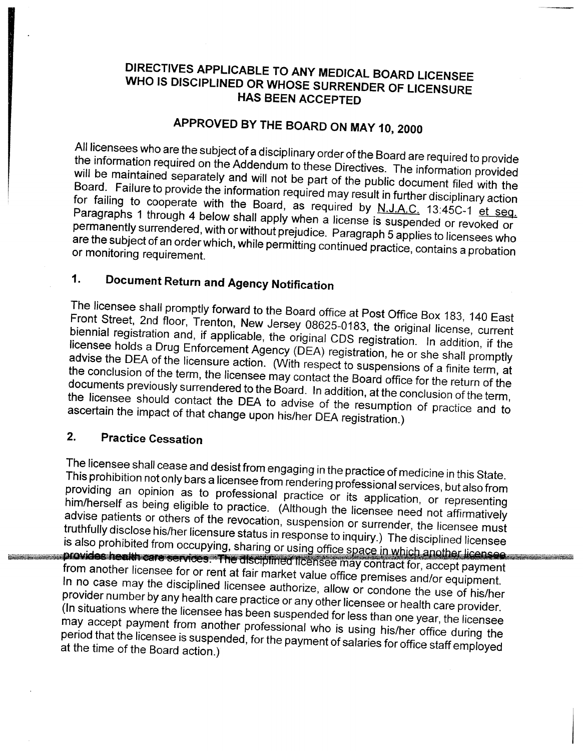# DIRECTIVES APPLICABLE TO ANY MEDICAL BOARD LICENSEE WHO IS DISCIPLINED OR WHOSE SURRENDER OF LICENSURE HAS BEEN ACCEPTED

## APPROVED BY THE BOARD ON MAY 10, 2000

All licensees who are the subject of a disciplinary order of the Board are required to provide the information required on the Addendum to these Directives. The information provided will be maintained separately and will not be part of the public document filed with the Board. Failure to provide the information required may result in further disciplinary action for failing to cooperate with the Board, as required by N.J.A.C. 13:45C-1 et seq. Paragraphs 1 through 4 below shall apply when a license is suspended or revoked or permanently surrendered, with or without prejudice. Paragraph 5 applies to licensees who are the subject of an order which, while permitting continued practice, contains a probation or monitoring requirement.

### 1. Document Return and Agency Notification

The licensee shall promptly forward to the Board office at Post Office Box 183, 140 East Front Street, 2nd floor, Trenton, New Jersey 08625-0183, the original license, current biennial registration and, if applicable, the original CDS registration. In addition, if the licensee holds a Drug Enforcement Agency (DEA) registration, he or she shall promptly advise the DEA of the licensure action. (With respect to suspensions of a finite term, at the conclusion of the term, the licensee may contact the Board office for the return of the documents previously surrendered to the Board. In addition, at the conclusion of the term, the licensee should contact the DEA to advise of the resumption of practice and to ascertain the impact of that change upon his/her DEA registration.)

### 2. Practice Cessation

The licensee shall cease and desist from engaging in the practice of medicine in this State. This prohibition not only bars a licensee from rendering professional services, but also from providing an opinion as to professional practice or its application, or representing him/herself as being eligible to practice. (Although the licensee need not affirmatively advise patients or others of the revocation, suspension or surrender, the licensee must truthfully disclose his/her licensure status in response to inquiry.) The disciplined licensee is also prohibited from occupying, sharing or using office space in which another licensee provides health care services. The disciplined licensee may contract for, accept payment from another licensee for or rent at fair market value office premises and/or equipment. In no case may the disciplined licensee authorize, allow or condone the use of his/her provider number by any health care practice or any other licensee or health care provider. (In situations where the licensee has been suspended for less than one year, the licensee may accept payment from another professional who is using his/her office during the period that the licensee is suspended, for the payment of salaries for office staff employed at the time of the Board action.)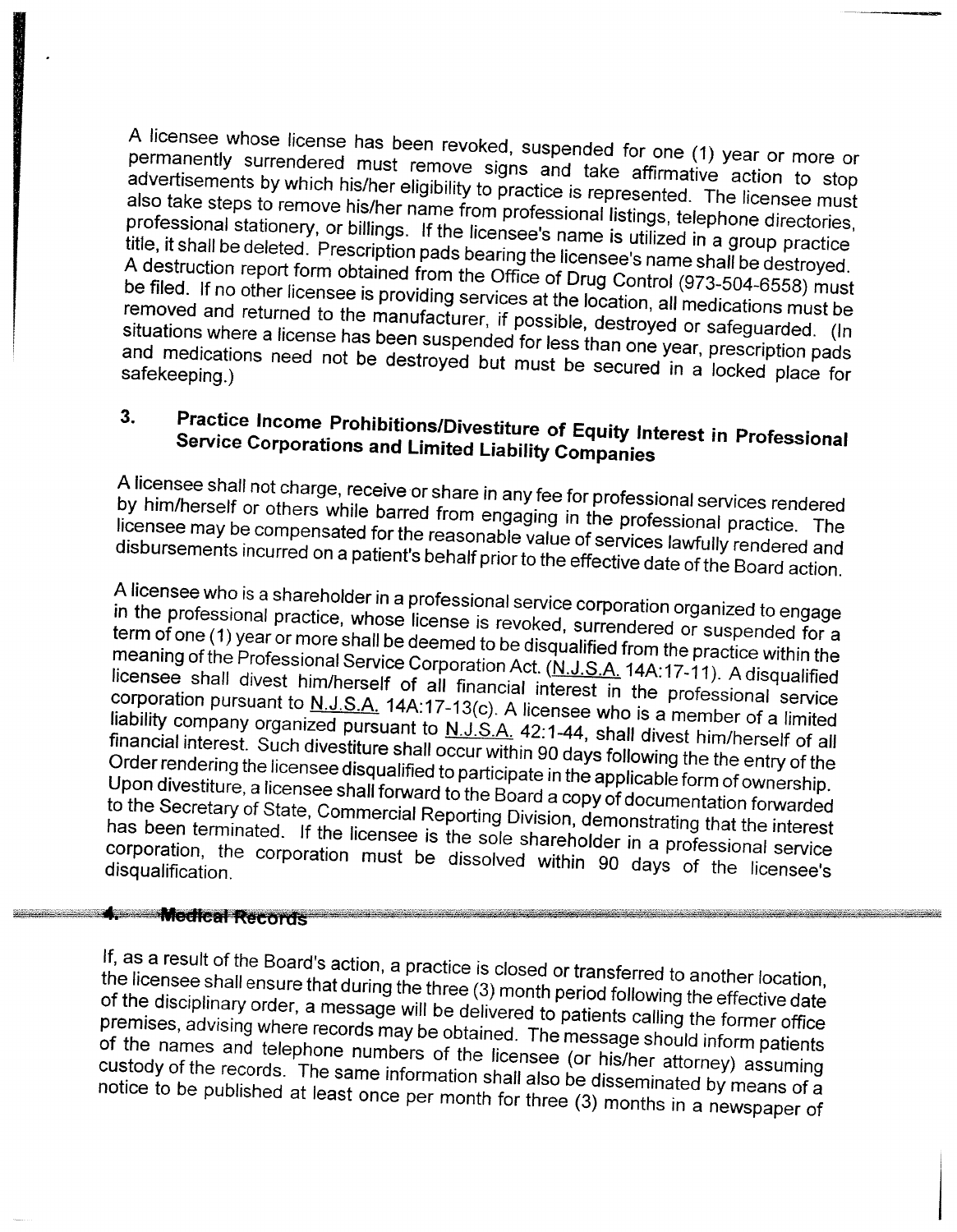A licensee whose license has been revoked, suspended for one (1) year or more or permanently surrendered must remove signs and take affirmative action to stop advertisements by which his/her eligibility to practice is represented. The licensee must also take steps to remove his/her name from professional listings, telephone directories, professional stationery, or billings. If the licensee's name is utilized in a group practice title, it shall be deleted. Prescription pads bearing the licensee's name shall be destroyed. A destruction report form obtained from the Office of Drug Control (973-504-6558) must be filed. If no other licensee is providing services at the location, all medications must be removed and returned to the manufacturer, if possible, destroyed or safeguarded. (In situations where a license has been suspended for less than one year, prescription pads and medications need not be destroyed but must be secured in a locked place for safekeeping.)

### 3. Practice Income Prohibitions/Divestiture of Equity Interest in Professional Service Corporations and Limited Liability Companies

A licensee shall not charge, receive or share in any fee for professional services rendered by him/herself or others while barred from engaging in the professional practice. The licensee may be compensated for the reasonable value of services lawfully rendered and disbursements incurred on a patient's behalf prior to the effective date of the Board action.

A licensee who is a shareholder in a professional service corporation organized to engage in the professional practice, whose license is revoked, surrendered or suspended for a term of one (1) year or more shall be deemed to be disqualified from the practice within the meaning of the Professional Service Corporation Act. (N.J.S.A. 14A:17-11). A disqualified licensee shall divest him/herself of all financial interest in the professional service corporation pursuant to N.J.S.A. 14A:17-13(c). A licensee who is a member of a limited liability company organized pursuant to N.J.S.A. 42:1-44, shall divest him/herself of all financial interest. Such divestiture shall occur within 90 days following the the entry of the Order rendering the licensee disqualified to participate in the applicable form of ownership. Upon divestiture, a licensee shall forward to the Board a copy of documentation forwarded to the Secretary of State, Commercial Reporting Division, demonstrating that the interest has been terminated. If the licensee is the sole shareholder in a professional service corporation, the corporation must be dissolved within 90 days of the licensee's disqualification.

### 4. Medical Records

If, as a result of the Board's action, a practice is closed or transferred to another location, the licensee shall ensure that during the three (3) month period following the effective date of the disciplinary order, a message will be delivered to patients calling the former office premises, advising where records may be obtained. The message should inform patients of the names and telephone numbers of the licensee (or his/her attorney) assuming custody of the records. The same information shall also be disseminated by means of a notice to be published at least once per month for three (3) months in a newspaper of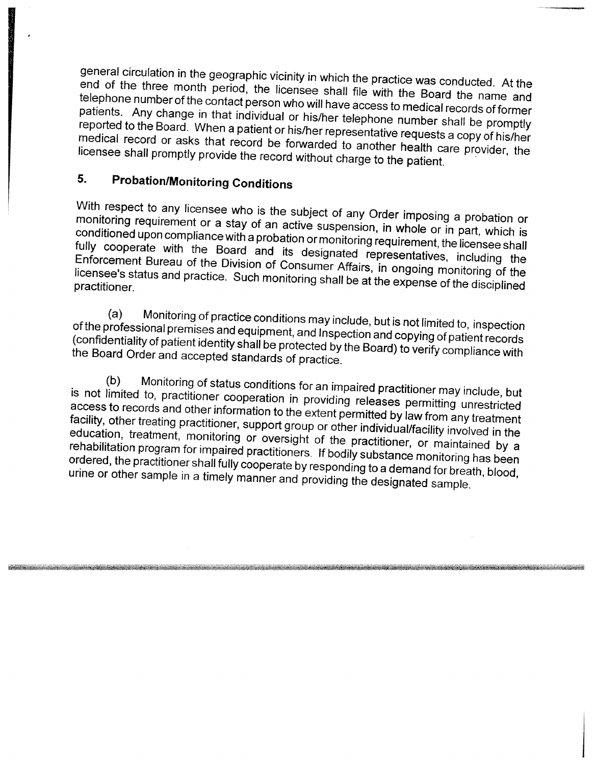general circulation in the geographic vicinity in which the practice was conducted. At the end of the three month period, the licensee shall file with the Board the name and telephone number of the contact person who will have access to medical records of former patients. Any change in that individual or his/her telephone number shall be promptly reported to the Board. When a patient or his/her representative requests a copy of his/her medical record or asks that record be forwarded to another health care provider, the licensee shall promptly provide the record without charge to the patient.

## 5. Probation/Monitoring Conditions

With respect to any licensee who is the subject of any Order imposing a probation or monitoring requirement or a stay of an active suspension, in whole or in part, which is conditioned upon compliance with a probation or monitoring requirement, the licensee shall fully cooperate with the Board and its designated representatives, including the Enforcement Bureau of the Division of Consumer Affairs, in ongoing monitoring of the licensee's status and practice. Such monitoring shall be at the expense of the disciplined practitioner.

(a) Monitoring of practice conditions may include, but is not limited to, inspection of the professional premises and equipment, and Inspection and copying of patient records (confidentiality of patient identity shall be protected by the Board) to verify compliance with the Board Order and accepted standards of practice.

(b) Monitoring of status conditions for an impaired practitioner may include, but is not limited to, practitioner cooperation in providing releases permitting unrestricted access to records and other information to the extent permitted by law from any treatment facility, other treating practitioner, support group or other individual/facility involved in the education, treatment, monitoring or oversight of the practitioner, or maintained by a rehabilitation program for impaired practitioners. If bodily substance monitoring has been ordered, the practitioner shall fully cooperate by responding to a demand for breath, blood, urine or other sample in a timely manner and providing the designated sample.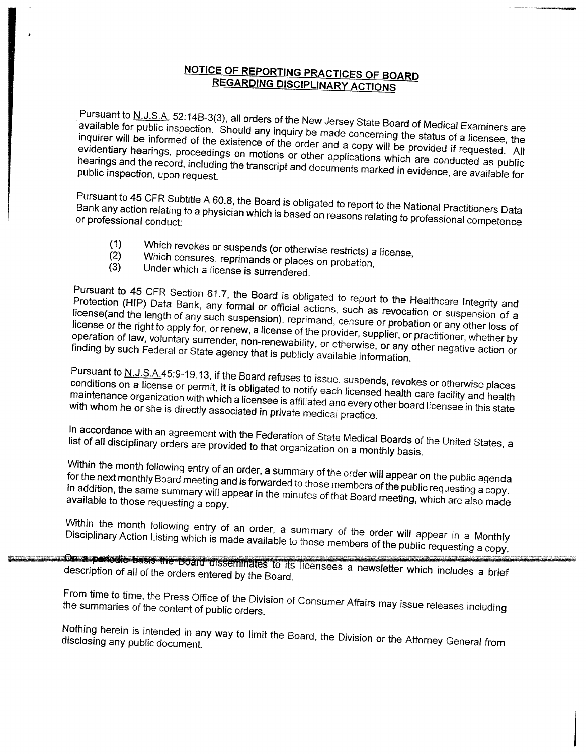## NOTICE OF REPORTING PRACTICES OF BOARD REGARDING DISCIPLINARY ACTIONS

Pursuant to N.J.S.A. 52:14B-3(3), all orders of the New Jersey State Board of Medical Examiners are available for public inspection. Should any inquiry be made concerning the status of a licensee, the inquirer will be informed of the existence of the order and a copy will be provided if requested. All evidentiary hearings, proceedings on motions or other applications which are conducted as public hearings and the record, including the transcript and documents marked in evidence, are available for public inspection, upon request.

Pursuant to 45 CFR Subtitle A 60.8, the Board is obligated to report to the National Practitioners Data Bank any action relating to a physician which is based on reasons relating to professional competence or professional conduct:

(1) Which revokes or suspends (or otherwise restricts) a license,
(2) Which censures, reprimands or places on probation,
(3) Under which a license is surrendered.

Pursuant to 45 CFR Section 61.7, the Board is obligated to report to the Healthcare Integrity and Protection (HIP) Data Bank, any formal or official actions, such as revocation or suspension of a license(and the length of any such suspension), reprimand, censure or probation or any other loss of license or the right to apply for, or renew, a license of the provider, supplier, or practitioner, whether by operation of law, voluntary surrender, non-renewability, or otherwise, or any other negative action or finding by such Federal or State agency that is publicly available information.

Pursuant to N.J.S.A.45:9-19.13, if the Board refuses to issue, suspends, revokes or otherwise places conditions on a license or permit, it is obligated to notify each licensed health care facility and health maintenance organization with which a licensee is affiliated and every other board licensee in this state with whom he or she is directly associated in private medical practice.

In accordance with an agreement with the Federation of State Medical Boards of the United States, a list of all disciplinary orders are provided to that organization on a monthly basis.

Within the month following entry of an order, a summary of the order will appear on the public agenda for the next monthly Board meeting and is forwarded to those members of the public requesting a copy. In addition, the same summary will appear in the minutes of that Board meeting, which are also made available to those requesting a copy.

Within the month following entry of an order, a summary of the order will appear in a Monthly Disciplinary Action Listing which is made available to those members of the public requesting a copy.

On a periodic basis the Board disseminates to its licensees a newsletter which includes a brief description of all of the orders entered by the Board.

From time to time, the Press Office of the Division of Consumer Affairs may issue releases including the summaries of the content of public orders.

Nothing herein is intended in any way to limit the Board, the Division or the Attorney General from disclosing any public document.